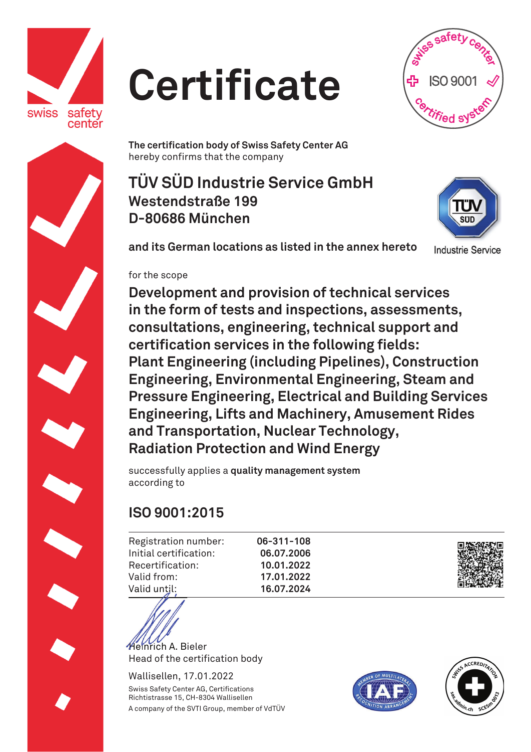swiss safety center

# Certificate

swiss safety center · ISO 9001 · certified system

**The certification body of Swiss Safety Center AG**
hereby confirms that the company

## TÜV SÜD Industrie Service GmbH
### Westendstraße 199
### D-80686 München

TÜV SÜD Industrie Service

**and its German locations as listed in the annex hereto**

for the scope

### Development and provision of technical services in the form of tests and inspections, assessments, consultations, engineering, technical support and certification services in the following fields: Plant Engineering (including Pipelines), Construction Engineering, Environmental Engineering, Steam and Pressure Engineering, Electrical and Building Services Engineering, Lifts and Machinery, Amusement Rides and Transportation, Nuclear Technology, Radiation Protection and Wind Energy

successfully applies a **quality management system**
according to

## ISO 9001:2015

| | |
|---|---|
| Registration number: | **06-311-108** |
| Initial certification: | **06.07.2006** |
| Recertification: | **10.01.2022** |
| Valid from: | **17.01.2022** |
| Valid until: | **16.07.2024** |

Heinrich A. Bieler
Head of the certification body

Wallisellen, 17.01.2022

Swiss Safety Center AG, Certifications
Richtistrasse 15, CH-8304 Wallisellen
A company of the SVTI Group, member of VdTÜV

MEMBER OF MULTILATERAL RECOGNITION ARRANGEMENT IAF

SWISS ACCREDITATION sas.admin.ch SCESm 0013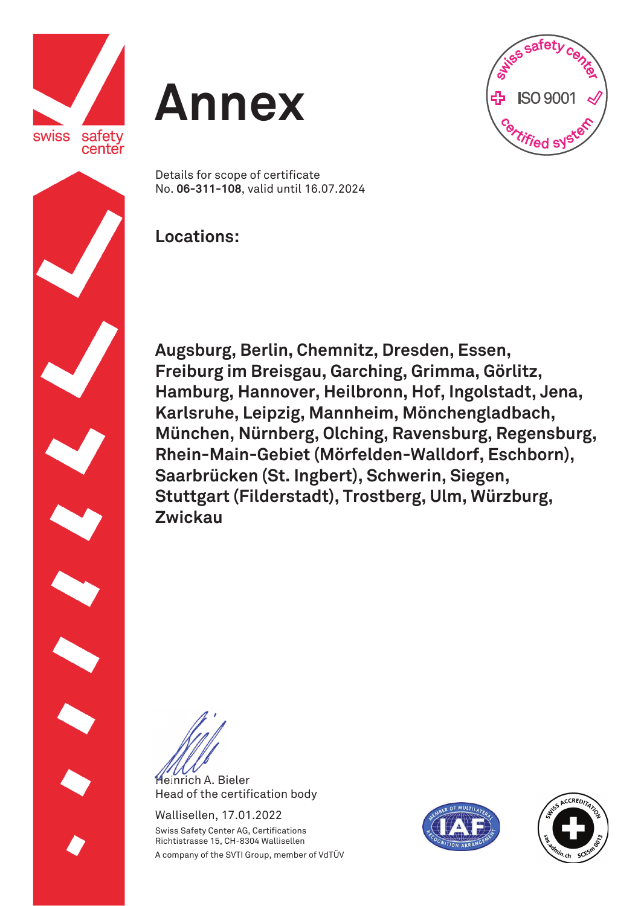# Annex

Details for scope of certificate
No. **06-311-108**, valid until 16.07.2024

## Locations:

**Augsburg, Berlin, Chemnitz, Dresden, Essen, Freiburg im Breisgau, Garching, Grimma, Görlitz, Hamburg, Hannover, Heilbronn, Hof, Ingolstadt, Jena, Karlsruhe, Leipzig, Mannheim, Mönchengladbach, München, Nürnberg, Olching, Ravensburg, Regensburg, Rhein-Main-Gebiet (Mörfelden-Walldorf, Eschborn), Saarbrücken (St. Ingbert), Schwerin, Siegen, Stuttgart (Filderstadt), Trostberg, Ulm, Würzburg, Zwickau**

Heinrich A. Bieler
Head of the certification body

Wallisellen, 17.01.2022

Swiss Safety Center AG, Certifications
Richtistrasse 15, CH-8304 Wallisellen
A company of the SVTI Group, member of VdTÜV